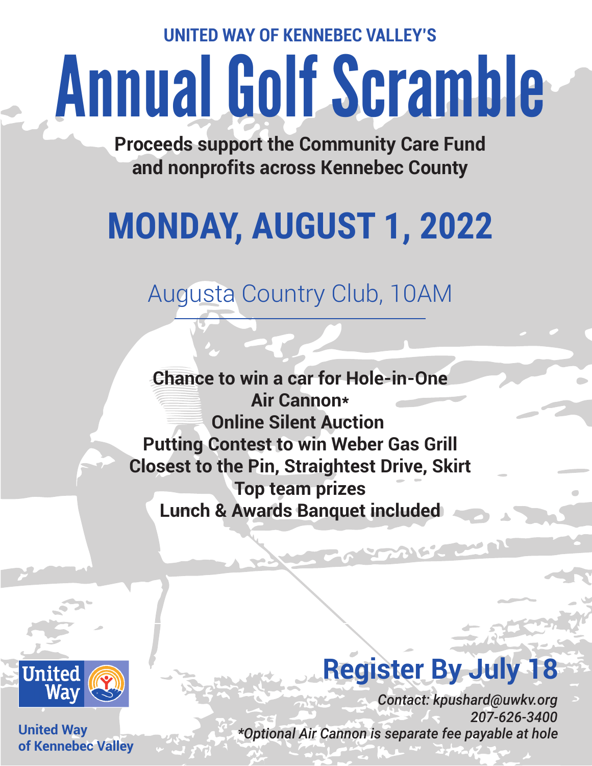UNITED WAY OF KENNEBEC VALLEY'S

# Annual Golf Scramble

**Proceeds support the Community Care Fund and nonprofits across Kennebec County**

## MONDAY, AUGUST 1, 2022

Augusta Country Club, 10AM

**Chance to win a car for Hole-in-One**
**Air Cannon***
**Online Silent Auction**
**Putting Contest to win Weber Gas Grill**
**Closest to the Pin, Straightest Drive, Skirt**
**Top team prizes**
**Lunch & Awards Banquet included**

## Register By July 18

*Contact: kpushard@uwkv.org*
*207-626-3400*
**Optional Air Cannon is separate fee payable at hole*

United Way
of Kennebec Valley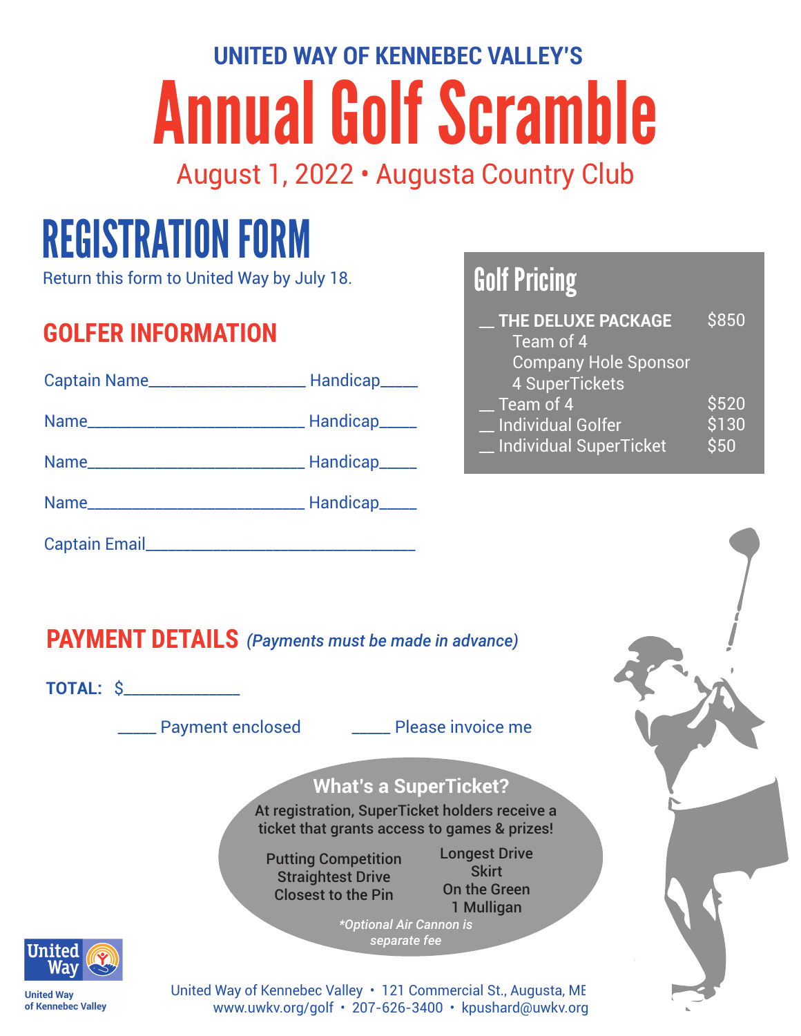### UNITED WAY OF KENNEBEC VALLEY'S

# Annual Golf Scramble

August 1, 2022 • Augusta Country Club

## REGISTRATION FORM

Return this form to United Way by July 18.

### GOLFER INFORMATION

Captain Name__________________ Handicap_____

Name__________________________ Handicap_____

Name__________________________ Handicap_____

Name__________________________ Handicap_____

Captain Email________________________________

### Golf Pricing

| | |
|---|---|
| __ **THE DELUXE PACKAGE**<br>Team of 4<br>Company Hole Sponsor<br>4 SuperTickets | $850 |
| __ Team of 4 | $520 |
| __ Individual Golfer | $130 |
| __ Individual SuperTicket | $50 |

### PAYMENT DETAILS *(Payments must be made in advance)*

**TOTAL:** $_____________

_____ Payment enclosed     _____ Please invoice me

### What's a SuperTicket?

At registration, SuperTicket holders receive a ticket that grants access to games & prizes!

Putting Competition
Straightest Drive
Closest to the Pin

Longest Drive
Skirt
On the Green
1 Mulligan

*\*Optional Air Cannon is separate fee*

United Way of Kennebec Valley

United Way of Kennebec Valley • 121 Commercial St., Augusta, ME
www.uwkv.org/golf • 207-626-3400 • kpushard@uwkv.org